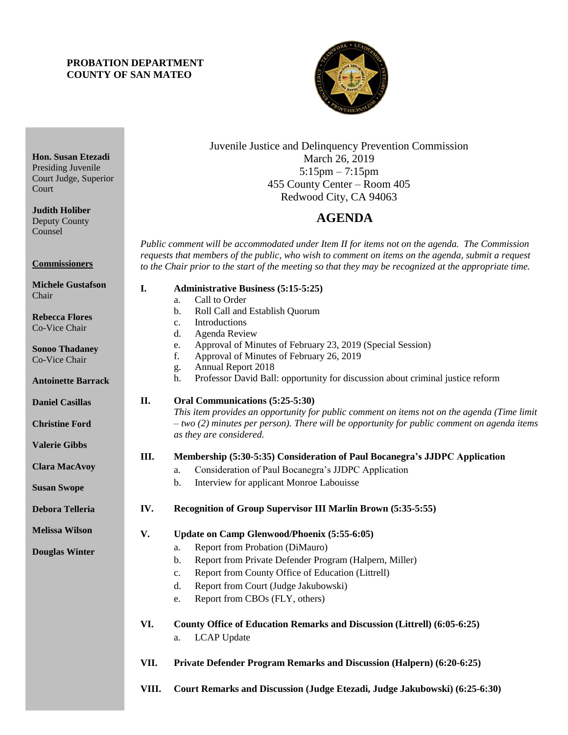**PROBATION DEPARTMENT**
**COUNTY OF SAN MATEO**

**Hon. Susan Etezadi**
Presiding Juvenile Court Judge, Superior Court

**Judith Holiber**
Deputy County Counsel

**Commissioners**

**Michele Gustafson**
Chair

**Rebecca Flores**
Co-Vice Chair

**Sonoo Thadaney**
Co-Vice Chair

**Antoinette Barrack**

**Daniel Casillas**

**Christine Ford**

**Valerie Gibbs**

**Clara MacAvoy**

**Susan Swope**

**Debora Telleria**

**Melissa Wilson**

**Douglas Winter**

Juvenile Justice and Delinquency Prevention Commission
March 26, 2019
5:15pm – 7:15pm
455 County Center – Room 405
Redwood City, CA 94063

# AGENDA

*Public comment will be accommodated under Item II for items not on the agenda. The Commission requests that members of the public, who wish to comment on items on the agenda, submit a request to the Chair prior to the start of the meeting so that they may be recognized at the appropriate time.*

**I. Administrative Business (5:15-5:25)**
- a. Call to Order
- b. Roll Call and Establish Quorum
- c. Introductions
- d. Agenda Review
- e. Approval of Minutes of February 23, 2019 (Special Session)
- f. Approval of Minutes of February 26, 2019
- g. Annual Report 2018
- h. Professor David Ball: opportunity for discussion about criminal justice reform

**II. Oral Communications (5:25-5:30)**
*This item provides an opportunity for public comment on items not on the agenda (Time limit – two (2) minutes per person). There will be opportunity for public comment on agenda items as they are considered.*

**III. Membership (5:30-5:35) Consideration of Paul Bocanegra's JJDPC Application**
- a. Consideration of Paul Bocanegra's JJDPC Application
- b. Interview for applicant Monroe Labouisse

**IV. Recognition of Group Supervisor III Marlin Brown (5:35-5:55)**

**V. Update on Camp Glenwood/Phoenix (5:55-6:05)**
- a. Report from Probation (DiMauro)
- b. Report from Private Defender Program (Halpern, Miller)
- c. Report from County Office of Education (Littrell)
- d. Report from Court (Judge Jakubowski)
- e. Report from CBOs (FLY, others)

**VI. County Office of Education Remarks and Discussion (Littrell) (6:05-6:25)**
- a. LCAP Update

**VII. Private Defender Program Remarks and Discussion (Halpern) (6:20-6:25)**

**VIII. Court Remarks and Discussion (Judge Etezadi, Judge Jakubowski) (6:25-6:30)**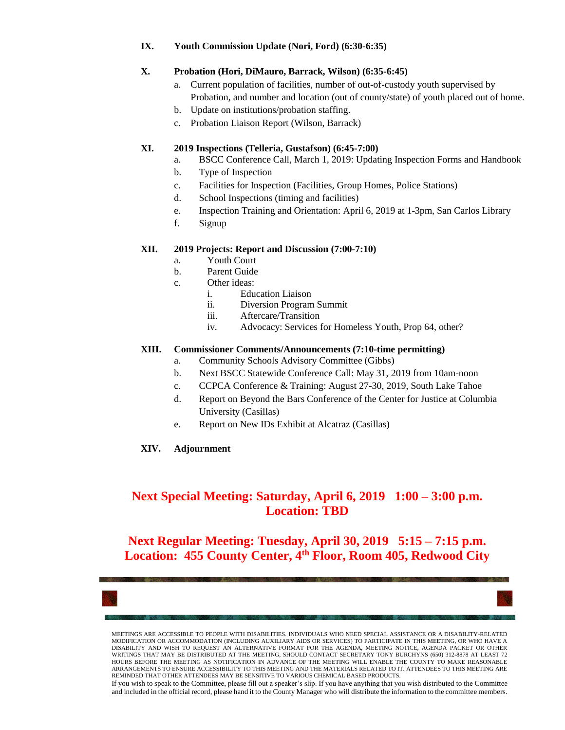**IX. Youth Commission Update (Nori, Ford) (6:30-6:35)**

**X. Probation (Hori, DiMauro, Barrack, Wilson) (6:35-6:45)**

a. Current population of facilities, number of out-of-custody youth supervised by Probation, and number and location (out of county/state) of youth placed out of home.
b. Update on institutions/probation staffing.
c. Probation Liaison Report (Wilson, Barrack)

**XI. 2019 Inspections (Telleria, Gustafson) (6:45-7:00)**

a. BSCC Conference Call, March 1, 2019: Updating Inspection Forms and Handbook
b. Type of Inspection
c. Facilities for Inspection (Facilities, Group Homes, Police Stations)
d. School Inspections (timing and facilities)
e. Inspection Training and Orientation: April 6, 2019 at 1-3pm, San Carlos Library
f. Signup

**XII. 2019 Projects: Report and Discussion (7:00-7:10)**

a. Youth Court
b. Parent Guide
c. Other ideas:
   i. Education Liaison
   ii. Diversion Program Summit
   iii. Aftercare/Transition
   iv. Advocacy: Services for Homeless Youth, Prop 64, other?

**XIII. Commissioner Comments/Announcements (7:10-time permitting)**

a. Community Schools Advisory Committee (Gibbs)
b. Next BSCC Statewide Conference Call: May 31, 2019 from 10am-noon
c. CCPCA Conference & Training: August 27-30, 2019, South Lake Tahoe
d. Report on Beyond the Bars Conference of the Center for Justice at Columbia University (Casillas)
e. Report on New IDs Exhibit at Alcatraz (Casillas)

**XIV. Adjournment**

**Next Special Meeting: Saturday, April 6, 2019 1:00 – 3:00 p.m.**
**Location: TBD**

**Next Regular Meeting: Tuesday, April 30, 2019 5:15 – 7:15 p.m.**
**Location: 455 County Center, 4th Floor, Room 405, Redwood City**

MEETINGS ARE ACCESSIBLE TO PEOPLE WITH DISABILITIES. INDIVIDUALS WHO NEED SPECIAL ASSISTANCE OR A DISABILITY-RELATED MODIFICATION OR ACCOMMODATION (INCLUDING AUXILIARY AIDS OR SERVICES) TO PARTICIPATE IN THIS MEETING, OR WHO HAVE A DISABILITY AND WISH TO REQUEST AN ALTERNATIVE FORMAT FOR THE AGENDA, MEETING NOTICE, AGENDA PACKET OR OTHER WRITINGS THAT MAY BE DISTRIBUTED AT THE MEETING, SHOULD CONTACT SECRETARY TONY BURCHYNS (650) 312-8878 AT LEAST 72 HOURS BEFORE THE MEETING AS NOTIFICATION IN ADVANCE OF THE MEETING WILL ENABLE THE COUNTY TO MAKE REASONABLE ARRANGEMENTS TO ENSURE ACCESSIBILITY TO THIS MEETING AND THE MATERIALS RELATED TO IT. ATTENDEES TO THIS MEETING ARE REMINDED THAT OTHER ATTENDEES MAY BE SENSITIVE TO VARIOUS CHEMICAL BASED PRODUCTS.

If you wish to speak to the Committee, please fill out a speaker's slip. If you have anything that you wish distributed to the Committee and included in the official record, please hand it to the County Manager who will distribute the information to the committee members.